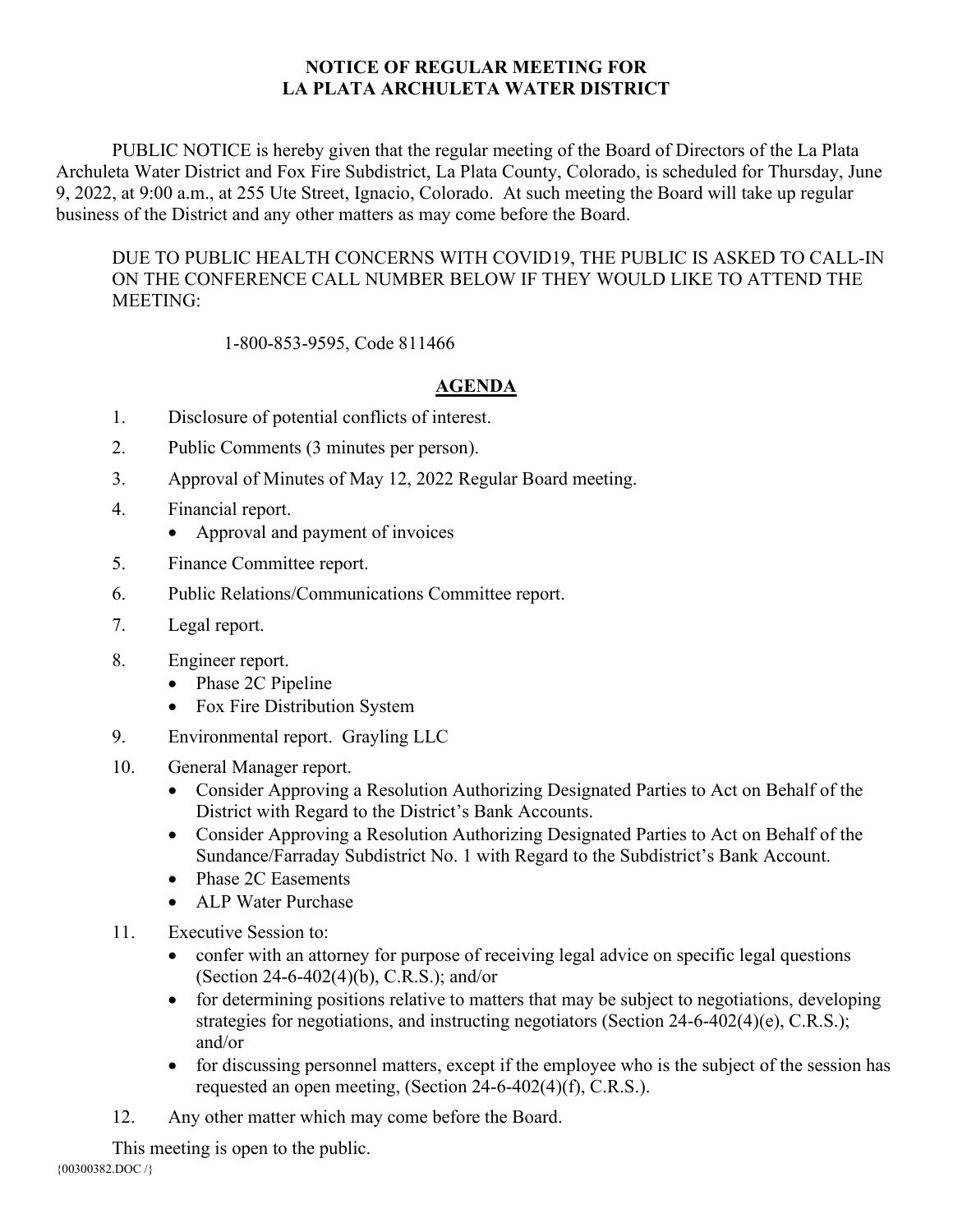# NOTICE OF REGULAR MEETING FOR LA PLATA ARCHULETA WATER DISTRICT

PUBLIC NOTICE is hereby given that the regular meeting of the Board of Directors of the La Plata Archuleta Water District and Fox Fire Subdistrict, La Plata County, Colorado, is scheduled for Thursday, June 9, 2022, at 9:00 a.m., at 255 Ute Street, Ignacio, Colorado. At such meeting the Board will take up regular business of the District and any other matters as may come before the Board.

DUE TO PUBLIC HEALTH CONCERNS WITH COVID19, THE PUBLIC IS ASKED TO CALL-IN ON THE CONFERENCE CALL NUMBER BELOW IF THEY WOULD LIKE TO ATTEND THE MEETING:

1-800-853-9595, Code 811466

## AGENDA

1. Disclosure of potential conflicts of interest.
2. Public Comments (3 minutes per person).
3. Approval of Minutes of May 12, 2022 Regular Board meeting.
4. Financial report.
   - Approval and payment of invoices
5. Finance Committee report.
6. Public Relations/Communications Committee report.
7. Legal report.
8. Engineer report.
   - Phase 2C Pipeline
   - Fox Fire Distribution System
9. Environmental report. Grayling LLC
10. General Manager report.
    - Consider Approving a Resolution Authorizing Designated Parties to Act on Behalf of the District with Regard to the District's Bank Accounts.
    - Consider Approving a Resolution Authorizing Designated Parties to Act on Behalf of the Sundance/Farraday Subdistrict No. 1 with Regard to the Subdistrict's Bank Account.
    - Phase 2C Easements
    - ALP Water Purchase
11. Executive Session to:
    - confer with an attorney for purpose of receiving legal advice on specific legal questions (Section 24-6-402(4)(b), C.R.S.); and/or
    - for determining positions relative to matters that may be subject to negotiations, developing strategies for negotiations, and instructing negotiators (Section 24-6-402(4)(e), C.R.S.); and/or
    - for discussing personnel matters, except if the employee who is the subject of the session has requested an open meeting, (Section 24-6-402(4)(f), C.R.S.).
12. Any other matter which may come before the Board.

This meeting is open to the public.

{00300382.DOC /}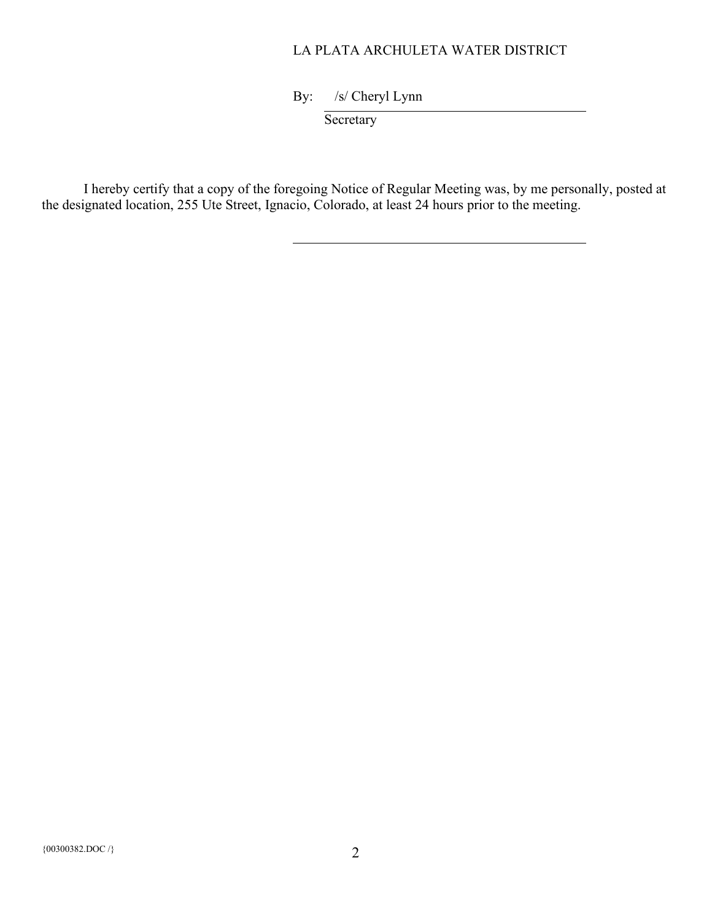LA PLATA ARCHULETA WATER DISTRICT

By: /s/ Cheryl Lynn
Secretary

I hereby certify that a copy of the foregoing Notice of Regular Meeting was, by me personally, posted at the designated location, 255 Ute Street, Ignacio, Colorado, at least 24 hours prior to the meeting.

\_\_\_\_\_\_\_\_\_\_\_\_\_\_\_\_\_\_\_\_\_\_\_\_\_\_\_\_\_\_\_\_\_\_\_\_\_\_\_\_

{00300382.DOC /}